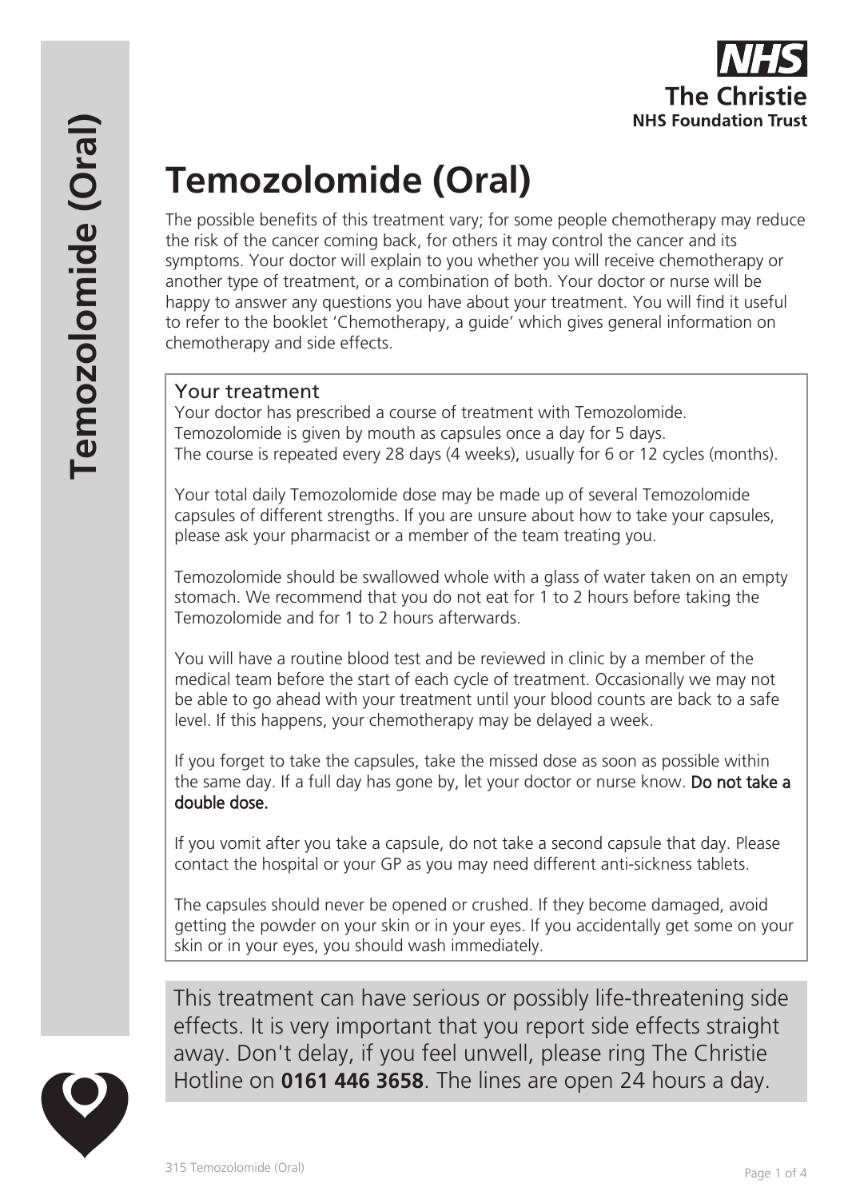# Temozolomide (Oral)

The possible benefits of this treatment vary; for some people chemotherapy may reduce the risk of the cancer coming back, for others it may control the cancer and its symptoms. Your doctor will explain to you whether you will receive chemotherapy or another type of treatment, or a combination of both. Your doctor or nurse will be happy to answer any questions you have about your treatment. You will find it useful to refer to the booklet 'Chemotherapy, a guide' which gives general information on chemotherapy and side effects.

## Your treatment

Your doctor has prescribed a course of treatment with Temozolomide. Temozolomide is given by mouth as capsules once a day for 5 days. The course is repeated every 28 days (4 weeks), usually for 6 or 12 cycles (months).

Your total daily Temozolomide dose may be made up of several Temozolomide capsules of different strengths. If you are unsure about how to take your capsules, please ask your pharmacist or a member of the team treating you.

Temozolomide should be swallowed whole with a glass of water taken on an empty stomach. We recommend that you do not eat for 1 to 2 hours before taking the Temozolomide and for 1 to 2 hours afterwards.

You will have a routine blood test and be reviewed in clinic by a member of the medical team before the start of each cycle of treatment. Occasionally we may not be able to go ahead with your treatment until your blood counts are back to a safe level. If this happens, your chemotherapy may be delayed a week.

If you forget to take the capsules, take the missed dose as soon as possible within the same day. If a full day has gone by, let your doctor or nurse know. Do not take a double dose.

If you vomit after you take a capsule, do not take a second capsule that day. Please contact the hospital or your GP as you may need different anti-sickness tablets.

The capsules should never be opened or crushed. If they become damaged, avoid getting the powder on your skin or in your eyes. If you accidentally get some on your skin or in your eyes, you should wash immediately.

This treatment can have serious or possibly life-threatening side effects. It is very important that you report side effects straight away. Don't delay, if you feel unwell, please ring The Christie Hotline on **0161 446 3658**. The lines are open 24 hours a day.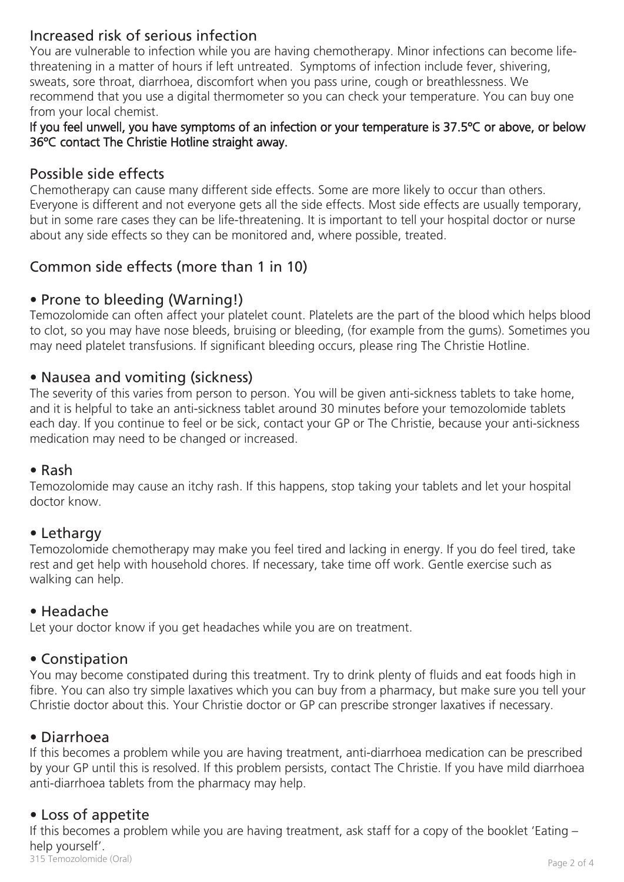## Increased risk of serious infection

You are vulnerable to infection while you are having chemotherapy. Minor infections can become life-threatening in a matter of hours if left untreated. Symptoms of infection include fever, shivering, sweats, sore throat, diarrhoea, discomfort when you pass urine, cough or breathlessness. We recommend that you use a digital thermometer so you can check your temperature. You can buy one from your local chemist.

**If you feel unwell, you have symptoms of an infection or your temperature is 37.5ºC or above, or below 36ºC contact The Christie Hotline straight away.**

## Possible side effects

Chemotherapy can cause many different side effects. Some are more likely to occur than others. Everyone is different and not everyone gets all the side effects. Most side effects are usually temporary, but in some rare cases they can be life-threatening. It is important to tell your hospital doctor or nurse about any side effects so they can be monitored and, where possible, treated.

## Common side effects (more than 1 in 10)

### • Prone to bleeding (Warning!)

Temozolomide can often affect your platelet count. Platelets are the part of the blood which helps blood to clot, so you may have nose bleeds, bruising or bleeding, (for example from the gums). Sometimes you may need platelet transfusions. If significant bleeding occurs, please ring The Christie Hotline.

### • Nausea and vomiting (sickness)

The severity of this varies from person to person. You will be given anti-sickness tablets to take home, and it is helpful to take an anti-sickness tablet around 30 minutes before your temozolomide tablets each day. If you continue to feel or be sick, contact your GP or The Christie, because your anti-sickness medication may need to be changed or increased.

### • Rash

Temozolomide may cause an itchy rash. If this happens, stop taking your tablets and let your hospital doctor know.

### • Lethargy

Temozolomide chemotherapy may make you feel tired and lacking in energy. If you do feel tired, take rest and get help with household chores. If necessary, take time off work. Gentle exercise such as walking can help.

### • Headache

Let your doctor know if you get headaches while you are on treatment.

### • Constipation

You may become constipated during this treatment. Try to drink plenty of fluids and eat foods high in fibre. You can also try simple laxatives which you can buy from a pharmacy, but make sure you tell your Christie doctor about this. Your Christie doctor or GP can prescribe stronger laxatives if necessary.

### • Diarrhoea

If this becomes a problem while you are having treatment, anti-diarrhoea medication can be prescribed by your GP until this is resolved. If this problem persists, contact The Christie. If you have mild diarrhoea anti-diarrhoea tablets from the pharmacy may help.

### • Loss of appetite

If this becomes a problem while you are having treatment, ask staff for a copy of the booklet 'Eating – help yourself'.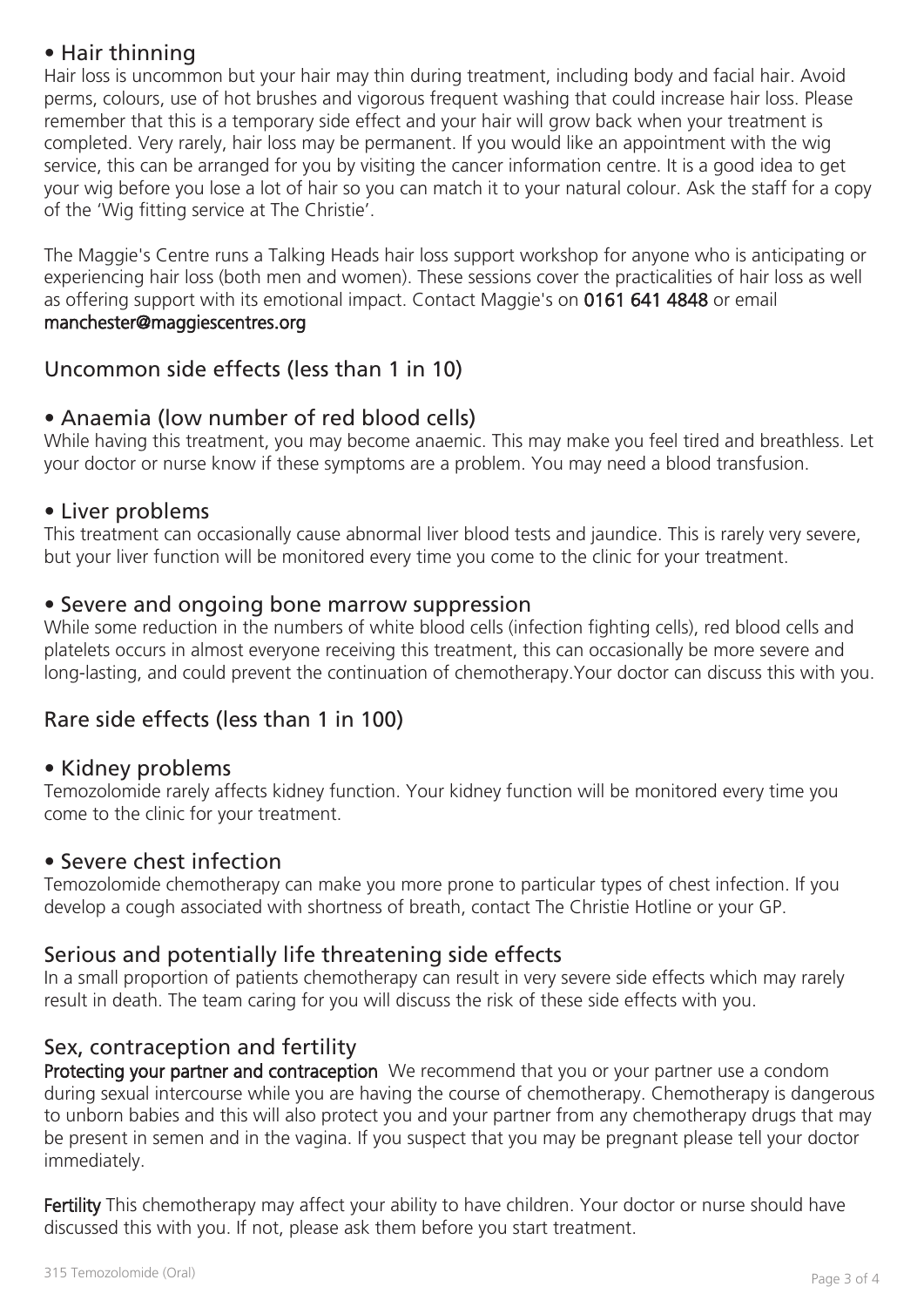### • Hair thinning

Hair loss is uncommon but your hair may thin during treatment, including body and facial hair. Avoid perms, colours, use of hot brushes and vigorous frequent washing that could increase hair loss. Please remember that this is a temporary side effect and your hair will grow back when your treatment is completed. Very rarely, hair loss may be permanent. If you would like an appointment with the wig service, this can be arranged for you by visiting the cancer information centre. It is a good idea to get your wig before you lose a lot of hair so you can match it to your natural colour. Ask the staff for a copy of the 'Wig fitting service at The Christie'.

The Maggie's Centre runs a Talking Heads hair loss support workshop for anyone who is anticipating or experiencing hair loss (both men and women). These sessions cover the practicalities of hair loss as well as offering support with its emotional impact. Contact Maggie's on **0161 641 4848** or email **manchester@maggiescentres.org**

## Uncommon side effects (less than 1 in 10)

### • Anaemia (low number of red blood cells)

While having this treatment, you may become anaemic. This may make you feel tired and breathless. Let your doctor or nurse know if these symptoms are a problem. You may need a blood transfusion.

### • Liver problems

This treatment can occasionally cause abnormal liver blood tests and jaundice. This is rarely very severe, but your liver function will be monitored every time you come to the clinic for your treatment.

### • Severe and ongoing bone marrow suppression

While some reduction in the numbers of white blood cells (infection fighting cells), red blood cells and platelets occurs in almost everyone receiving this treatment, this can occasionally be more severe and long-lasting, and could prevent the continuation of chemotherapy.Your doctor can discuss this with you.

## Rare side effects (less than 1 in 100)

### • Kidney problems

Temozolomide rarely affects kidney function. Your kidney function will be monitored every time you come to the clinic for your treatment.

### • Severe chest infection

Temozolomide chemotherapy can make you more prone to particular types of chest infection. If you develop a cough associated with shortness of breath, contact The Christie Hotline or your GP.

## Serious and potentially life threatening side effects

In a small proportion of patients chemotherapy can result in very severe side effects which may rarely result in death. The team caring for you will discuss the risk of these side effects with you.

## Sex, contraception and fertility

**Protecting your partner and contraception** We recommend that you or your partner use a condom during sexual intercourse while you are having the course of chemotherapy. Chemotherapy is dangerous to unborn babies and this will also protect you and your partner from any chemotherapy drugs that may be present in semen and in the vagina. If you suspect that you may be pregnant please tell your doctor immediately.

**Fertility** This chemotherapy may affect your ability to have children. Your doctor or nurse should have discussed this with you. If not, please ask them before you start treatment.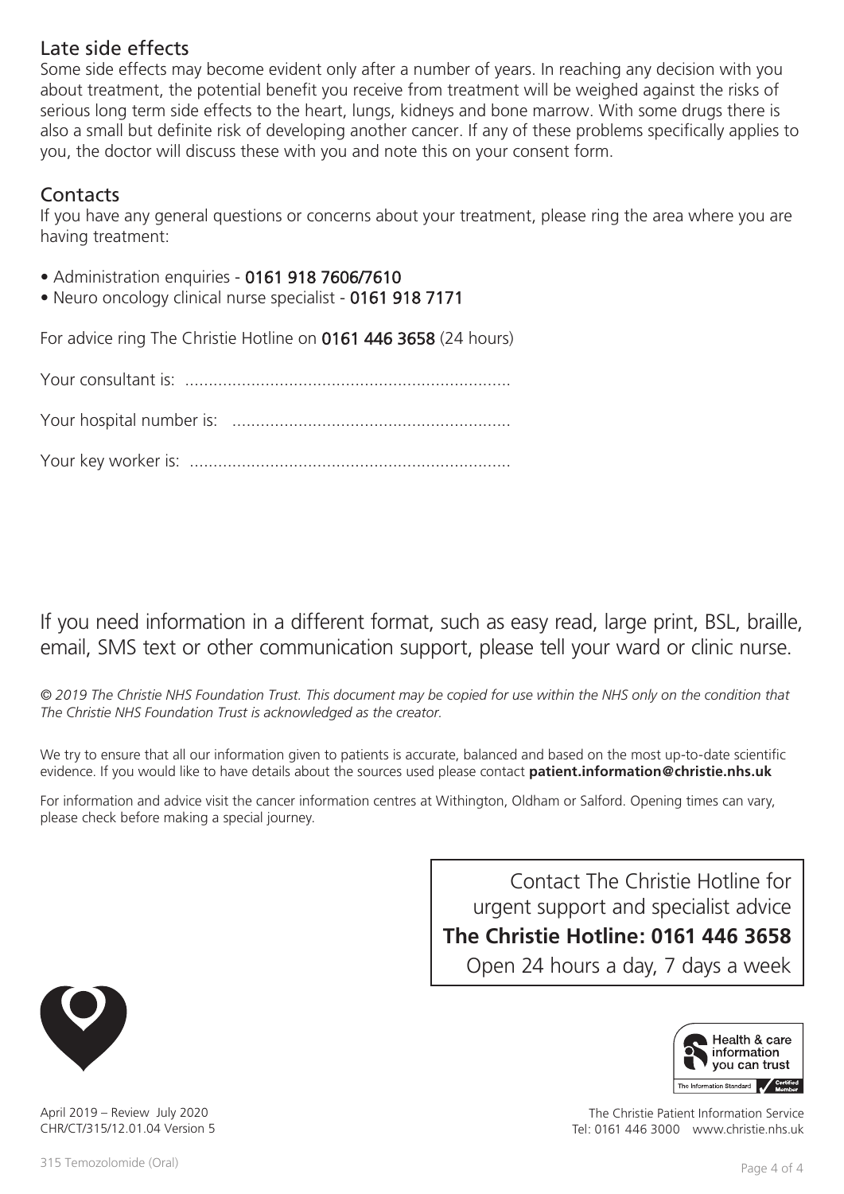## Late side effects

Some side effects may become evident only after a number of years. In reaching any decision with you about treatment, the potential benefit you receive from treatment will be weighed against the risks of serious long term side effects to the heart, lungs, kidneys and bone marrow. With some drugs there is also a small but definite risk of developing another cancer. If any of these problems specifically applies to you, the doctor will discuss these with you and note this on your consent form.

## Contacts

If you have any general questions or concerns about your treatment, please ring the area where you are having treatment:

- Administration enquiries - **0161 918 7606/7610**
- Neuro oncology clinical nurse specialist - **0161 918 7171**

For advice ring The Christie Hotline on **0161 446 3658** (24 hours)

Your consultant is: ....................................................................

Your hospital number is: ..........................................................

Your key worker is: ...................................................................

If you need information in a different format, such as easy read, large print, BSL, braille, email, SMS text or other communication support, please tell your ward or clinic nurse.

*© 2019 The Christie NHS Foundation Trust. This document may be copied for use within the NHS only on the condition that The Christie NHS Foundation Trust is acknowledged as the creator.*

We try to ensure that all our information given to patients is accurate, balanced and based on the most up-to-date scientific evidence. If you would like to have details about the sources used please contact **patient.information@christie.nhs.uk**

For information and advice visit the cancer information centres at Withington, Oldham or Salford. Opening times can vary, please check before making a special journey.

Contact The Christie Hotline for urgent support and specialist advice

**The Christie Hotline: 0161 446 3658**

Open 24 hours a day, 7 days a week

Health & care information you can trust

The Information Standard Certified Member

April 2019 – Review July 2020
CHR/CT/315/12.01.04 Version 5

The Christie Patient Information Service
Tel: 0161 446 3000 www.christie.nhs.uk

315 Temozolomide (Oral)